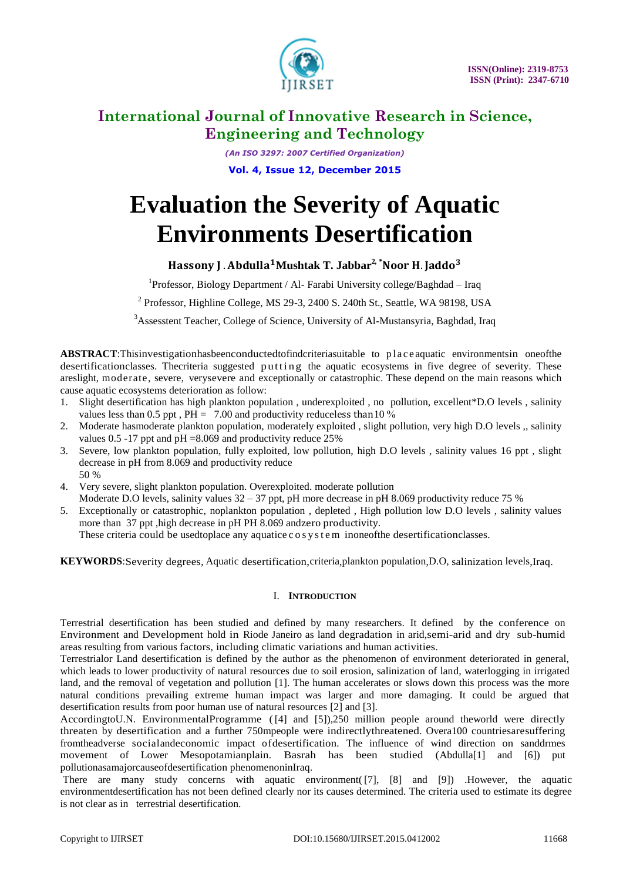# International Journal of Innovative Research in Science, Engineering and Technology

*(An ISO 3297: 2007 Certified Organization)*

# Evaluation the Severity of Aquatic Environments Desertification

**Hassony J. Abdulla[1] Mushtak T. Jabbar[2,*] Noor H. Jaddo[3]**

[1]Professor, Biology Department / Al- Farabi University college/Baghdad – Iraq

[2] Professor, Highline College, MS 29-3, 2400 S. 240th St., Seattle, WA 98198, USA

[3]Assesstent Teacher, College of Science, University of Al-Mustansyria, Baghdad, Iraq

**ABSTRACT**:Thisinvestigationhasbeenconductedtofindcriteriasuitable to placeaquatic environmentsin oneofthe desertificationclasses. Thecriteria suggested putting the aquatic ecosystems in five degree of severity. These areslight, moderate, severe, verysevere and exceptionally or catastrophic. These depend on the main reasons which cause aquatic ecosystems deterioration as follow:

1. Slight desertification has high plankton population , underexploited , no pollution, excellent*D.O levels , salinity values less than 0.5 ppt , PH = 7.00 and productivity reduceless than10 %
2. Moderate hasmoderate plankton population, moderately exploited , slight pollution, very high D.O levels ,, salinity values 0.5 -17 ppt and pH =8.069 and productivity reduce 25%
3. Severe, low plankton population, fully exploited, low pollution, high D.O levels , salinity values 16 ppt , slight decrease in pH from 8.069 and productivity reduce 50 %
4. Very severe, slight plankton population. Overexploited. moderate pollution Moderate D.O levels, salinity values 32 – 37 ppt, pH more decrease in pH 8.069 productivity reduce 75 %
5. Exceptionally or catastrophic, noplankton population , depleted , High pollution low D.O levels , salinity values more than 37 ppt ,high decrease in pH PH 8.069 andzero productivity. These criteria could be usedtoplace any aquatice cosystem inoneofthe desertificationclasses.

**KEYWORDS**:Severity degrees, Aquatic desertification,criteria,plankton population,D.O, salinization levels,Iraq.

## I. INTRODUCTION

Terrestrial desertification has been studied and defined by many researchers. It defined by the conference on Environment and Development hold in Riode Janeiro as land degradation in arid,semi-arid and dry sub-humid areas resulting from various factors, including climatic variations and human activities.

Terrestrialor Land desertification is defined by the author as the phenomenon of environment deteriorated in general, which leads to lower productivity of natural resources due to soil erosion, salinization of land, waterlogging in irrigated land, and the removal of vegetation and pollution [1]. The human accelerates or slows down this process was the more natural conditions prevailing extreme human impact was larger and more damaging. It could be argued that desertification results from poor human use of natural resources [2] and [3].

AccordingtoU.N. EnvironmentalProgramme ([4] and [5]),250 million people around theworld were directly threaten by desertification and a further 750mpeople were indirectlythreatened. Overa100 countriesaresuffering fromtheadverse socialandeconomic impact ofdesertification. The influence of wind direction on sanddrmes movement of Lower Mesopotamianplain. Basrah has been studied (Abdulla[1] and [6]) put pollutionasamajorcauseofdesertification phenomenoninIraq.

There are many study concerns with aquatic environment([7], [8] and [9]) .However, the aquatic environmentdesertification has not been defined clearly nor its causes determined. The criteria used to estimate its degree is not clear as in terrestrial desertification.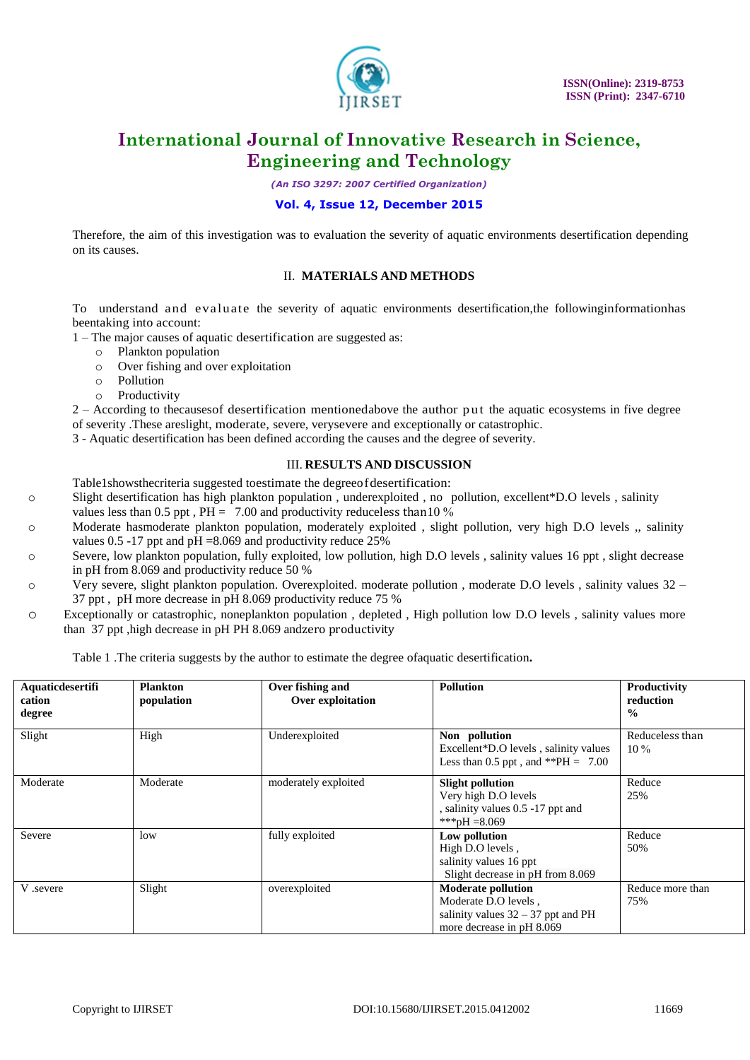Therefore, the aim of this investigation was to evaluation the severity of aquatic environments desertification depending on its causes.

## II. MATERIALS AND METHODS

To understand and evaluate the severity of aquatic environments desertification,the followinginformationhas beentaking into account:

1 – The major causes of aquatic desertification are suggested as:

- Plankton population
- Over fishing and over exploitation
- Pollution
- Productivity

2 – According to thecausesof desertification mentionedabove the author put the aquatic ecosystems in five degree of severity .These areslight, moderate, severe, verysevere and exceptionally or catastrophic.

3 - Aquatic desertification has been defined according the causes and the degree of severity.

## III. RESULTS AND DISCUSSION

Table1showsthecriteria suggested toestimate the degreeofdesertification:

- Slight desertification has high plankton population , underexploited , no pollution, excellent*D.O levels , salinity values less than 0.5 ppt , PH = 7.00 and productivity reduceless than10 %
- Moderate hasmoderate plankton population, moderately exploited , slight pollution, very high D.O levels ,, salinity values 0.5 -17 ppt and pH =8.069 and productivity reduce 25%
- Severe, low plankton population, fully exploited, low pollution, high D.O levels , salinity values 16 ppt , slight decrease in pH from 8.069 and productivity reduce 50 %
- Very severe, slight plankton population. Overexploited. moderate pollution , moderate D.O levels , salinity values 32 – 37 ppt , pH more decrease in pH 8.069 productivity reduce 75 %
- Exceptionally or catastrophic, noneplankton population , depleted , High pollution low D.O levels , salinity values more than 37 ppt ,high decrease in pH PH 8.069 andzero productivity

Table 1 .The criteria suggests by the author to estimate the degree ofaquatic desertification.

| Aquaticdesertification degree | Plankton population | Over fishing and Over exploitation | Pollution | Productivity reduction % |
|---|---|---|---|---|
| Slight | High | Underexploited | **Non pollution** Excellent*D.O levels , salinity values Less than 0.5 ppt , and **PH = 7.00 | Reduceless than 10 % |
| Moderate | Moderate | moderately exploited | **Slight pollution** Very high D.O levels , salinity values 0.5 -17 ppt and ***pH =8.069 | Reduce 25% |
| Severe | low | fully exploited | **Low pollution** High D.O levels , salinity values 16 ppt Slight decrease in pH from 8.069 | Reduce 50% |
| V .severe | Slight | overexploited | **Moderate pollution** Moderate D.O levels , salinity values 32 – 37 ppt and PH more decrease in pH 8.069 | Reduce more than 75% |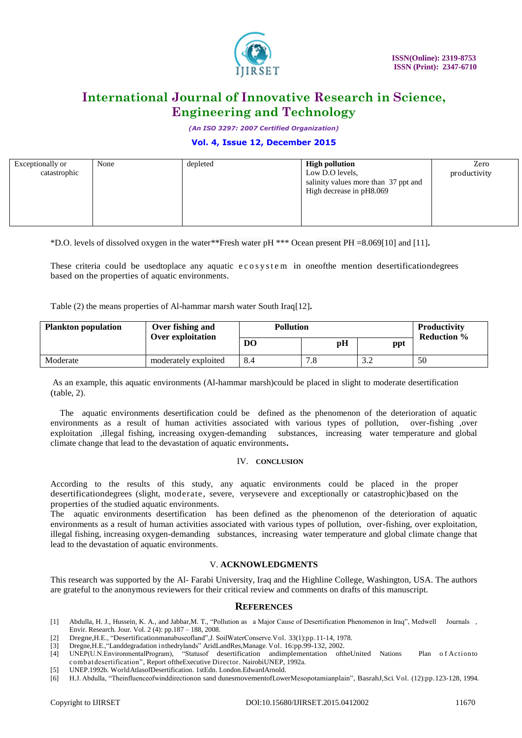| Exceptionally or catastrophic | None | depleted | **High pollution** Low D.O levels, salinity values more than 37 ppt and High decrease in pH8.069 | Zero productivity |
|---|---|---|---|---|

*D.O. levels of dissolved oxygen in the water**Fresh water pH *** Ocean present PH =8.069[10] and [11].

These criteria could be usedtoplace any aquatic ecosystem in oneofthe mention desertificationdegrees based on the properties of aquatic environments.

Table (2) the means properties of Al-hammar marsh water South Iraq[12].

| Plankton population | Over fishing and Over exploitation | Pollution | | | Productivity Reduction % |
|---|---|---|---|---|---|
| | | DO | pH | ppt | |
| Moderate | moderately exploited | 8.4 | 7.8 | 3.2 | 50 |

As an example, this aquatic environments (Al-hammar marsh)could be placed in slight to moderate desertification (table, 2).

The aquatic environments desertification could be defined as the phenomenon of the deterioration of aquatic environments as a result of human activities associated with various types of pollution, over-fishing ,over exploitation ,illegal fishing, increasing oxygen-demanding substances, increasing water temperature and global climate change that lead to the devastation of aquatic environments.

## IV. CONCLUSION

According to the results of this study, any aquatic environments could be placed in the proper desertificationdegrees (slight, moderate, severe, verysevere and exceptionally or catastrophic)based on the properties of the studied aquatic environments.

The aquatic environments desertification has been defined as the phenomenon of the deterioration of aquatic environments as a result of human activities associated with various types of pollution, over-fishing, over exploitation, illegal fishing, increasing oxygen-demanding substances, increasing water temperature and global climate change that lead to the devastation of aquatic environments.

## V. ACKNOWLEDGMENTS

This research was supported by the Al- Farabi University, Iraq and the Highline College, Washington, USA. The authors are grateful to the anonymous reviewers for their critical review and comments on drafts of this manuscript.

## REFERENCES

[1] Abdulla, H. J., Hussein, K. A., and Jabbar,M. T., "Pollution as a Major Cause of Desertification Phenomenon in Iraq", Medwell Journals , Envir. Research. Jour. Vol. 2 (4): pp.187 – 188, 2008.

[2] Dregne,H.E., "Desertificationmanabuseofland",J. SoilWaterConserve.Vol. 33(1):pp.11-14, 1978.

[3] Dregne,H.E.,"Landdegradation inthedrylands" AridLandRes,Manage. Vol. 16:pp.99-132, 2002.

[4] UNEP(U.N.EnvironmentalProgram), "Statusof desertification andimplementation oftheUnited Nations Plan of Actionto combatdesertification", Report oftheExecutive Director. NairobiUNEP, 1992a.

[5] UNEP.1992b. WorldAtlasofDesertification. 1stEdn. London.EdwardArnold.

[6] H.J. Abdulla, "Theinfluenceofwinddirectionon sand dunesmovementofLowerMesopotamianplain", BasrahJ,Sci. Vol. (12):pp.123-128, 1994.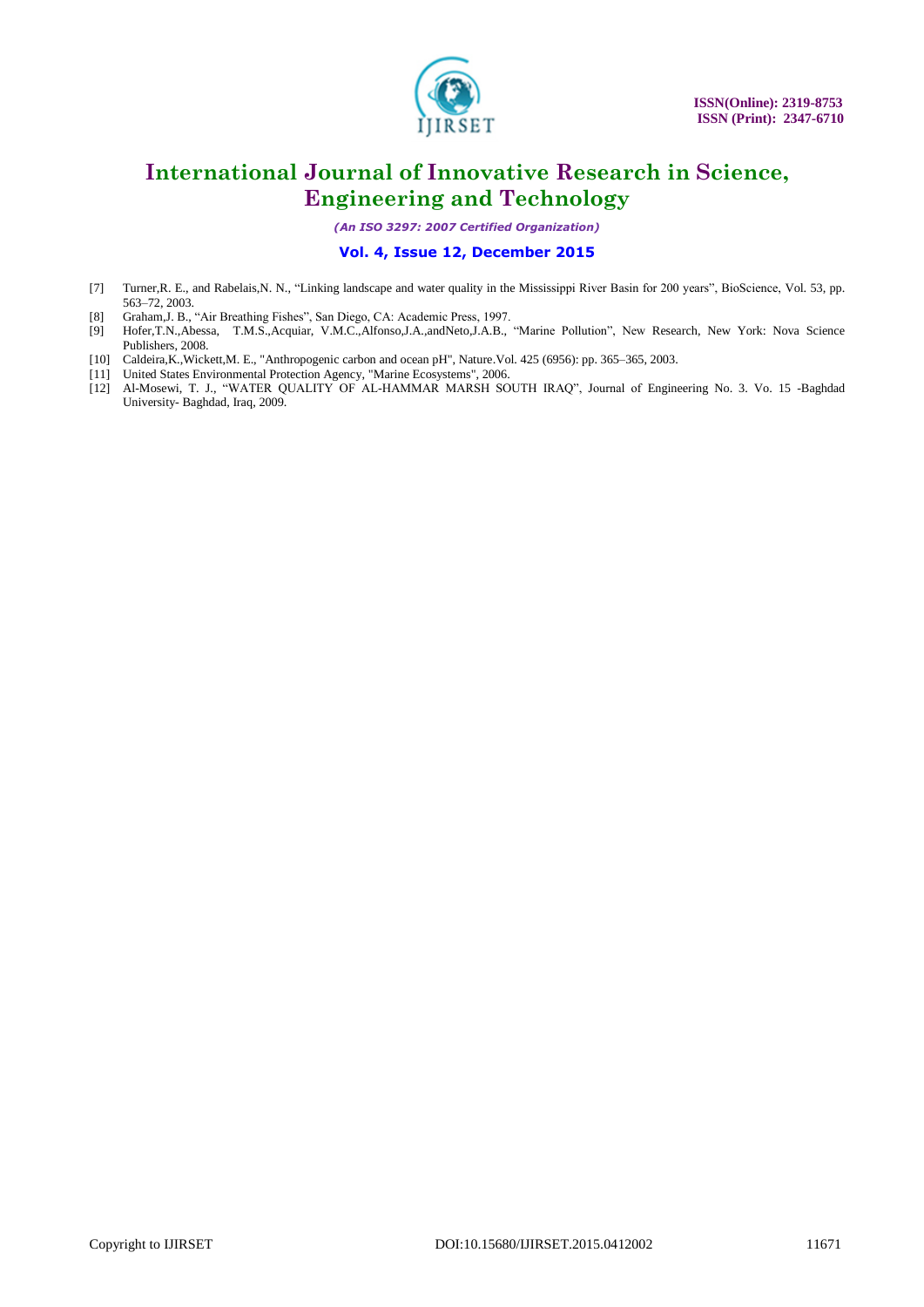[7] Turner,R. E., and Rabelais,N. N., "Linking landscape and water quality in the Mississippi River Basin for 200 years", BioScience, Vol. 53, pp. 563–72, 2003.

[8] Graham,J. B., "Air Breathing Fishes", San Diego, CA: Academic Press, 1997.

[9] Hofer,T.N.,Abessa, T.M.S.,Acquiar, V.M.C.,Alfonso,J.A.,andNeto,J.A.B., "Marine Pollution", New Research, New York: Nova Science Publishers, 2008.

[10] Caldeira,K.,Wickett,M. E., "Anthropogenic carbon and ocean pH", Nature.Vol. 425 (6956): pp. 365–365, 2003.

[11] United States Environmental Protection Agency, "Marine Ecosystems", 2006.

[12] Al-Mosewi, T. J., "WATER QUALITY OF AL-HAMMAR MARSH SOUTH IRAQ", Journal of Engineering No. 3. Vo. 15 -Baghdad University- Baghdad, Iraq, 2009.